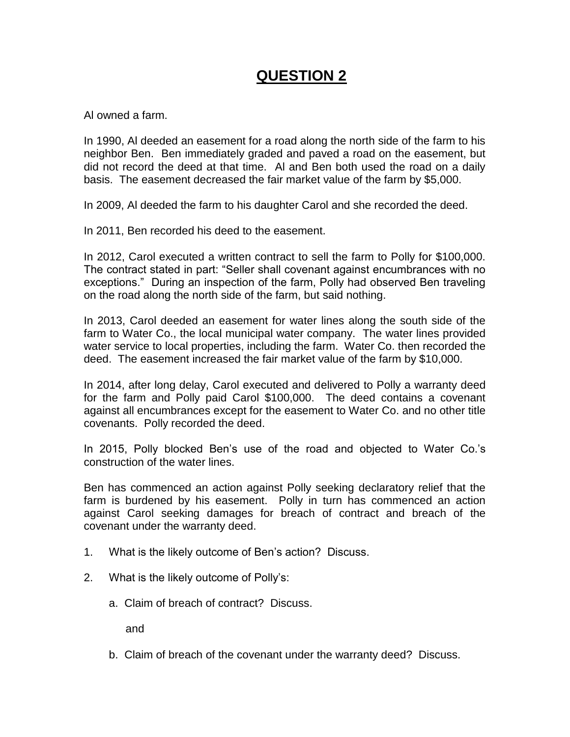# QUESTION 2

Al owned a farm.

In 1990, Al deeded an easement for a road along the north side of the farm to his neighbor Ben. Ben immediately graded and paved a road on the easement, but did not record the deed at that time. Al and Ben both used the road on a daily basis. The easement decreased the fair market value of the farm by $5,000.

In 2009, Al deeded the farm to his daughter Carol and she recorded the deed.

In 2011, Ben recorded his deed to the easement.

In 2012, Carol executed a written contract to sell the farm to Polly for $100,000. The contract stated in part: "Seller shall covenant against encumbrances with no exceptions." During an inspection of the farm, Polly had observed Ben traveling on the road along the north side of the farm, but said nothing.

In 2013, Carol deeded an easement for water lines along the south side of the farm to Water Co., the local municipal water company. The water lines provided water service to local properties, including the farm. Water Co. then recorded the deed. The easement increased the fair market value of the farm by $10,000.

In 2014, after long delay, Carol executed and delivered to Polly a warranty deed for the farm and Polly paid Carol $100,000. The deed contains a covenant against all encumbrances except for the easement to Water Co. and no other title covenants. Polly recorded the deed.

In 2015, Polly blocked Ben's use of the road and objected to Water Co.'s construction of the water lines.

Ben has commenced an action against Polly seeking declaratory relief that the farm is burdened by his easement. Polly in turn has commenced an action against Carol seeking damages for breach of contract and breach of the covenant under the warranty deed.

1. What is the likely outcome of Ben's action? Discuss.

2. What is the likely outcome of Polly's:

   a. Claim of breach of contract? Discuss.

   and

   b. Claim of breach of the covenant under the warranty deed? Discuss.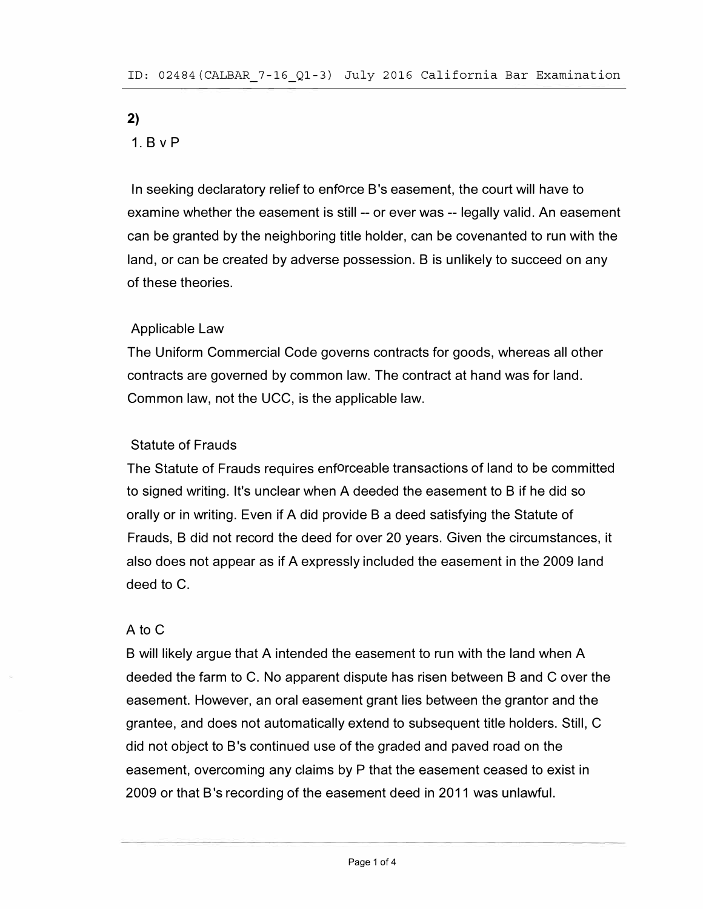**2)**

1. B v P

In seeking declaratory relief to enforce B's easement, the court will have to examine whether the easement is still -- or ever was -- legally valid. An easement can be granted by the neighboring title holder, can be covenanted to run with the land, or can be created by adverse possession. B is unlikely to succeed on any of these theories.

Applicable Law

The Uniform Commercial Code governs contracts for goods, whereas all other contracts are governed by common law. The contract at hand was for land. Common law, not the UCC, is the applicable law.

Statute of Frauds

The Statute of Frauds requires enforceable transactions of land to be committed to signed writing. It's unclear when A deeded the easement to B if he did so orally or in writing. Even if A did provide B a deed satisfying the Statute of Frauds, B did not record the deed for over 20 years. Given the circumstances, it also does not appear as if A expressly included the easement in the 2009 land deed to C.

A to C

B will likely argue that A intended the easement to run with the land when A deeded the farm to C. No apparent dispute has risen between B and C over the easement. However, an oral easement grant lies between the grantor and the grantee, and does not automatically extend to subsequent title holders. Still, C did not object to B's continued use of the graded and paved road on the easement, overcoming any claims by P that the easement ceased to exist in 2009 or that B's recording of the easement deed in 2011 was unlawful.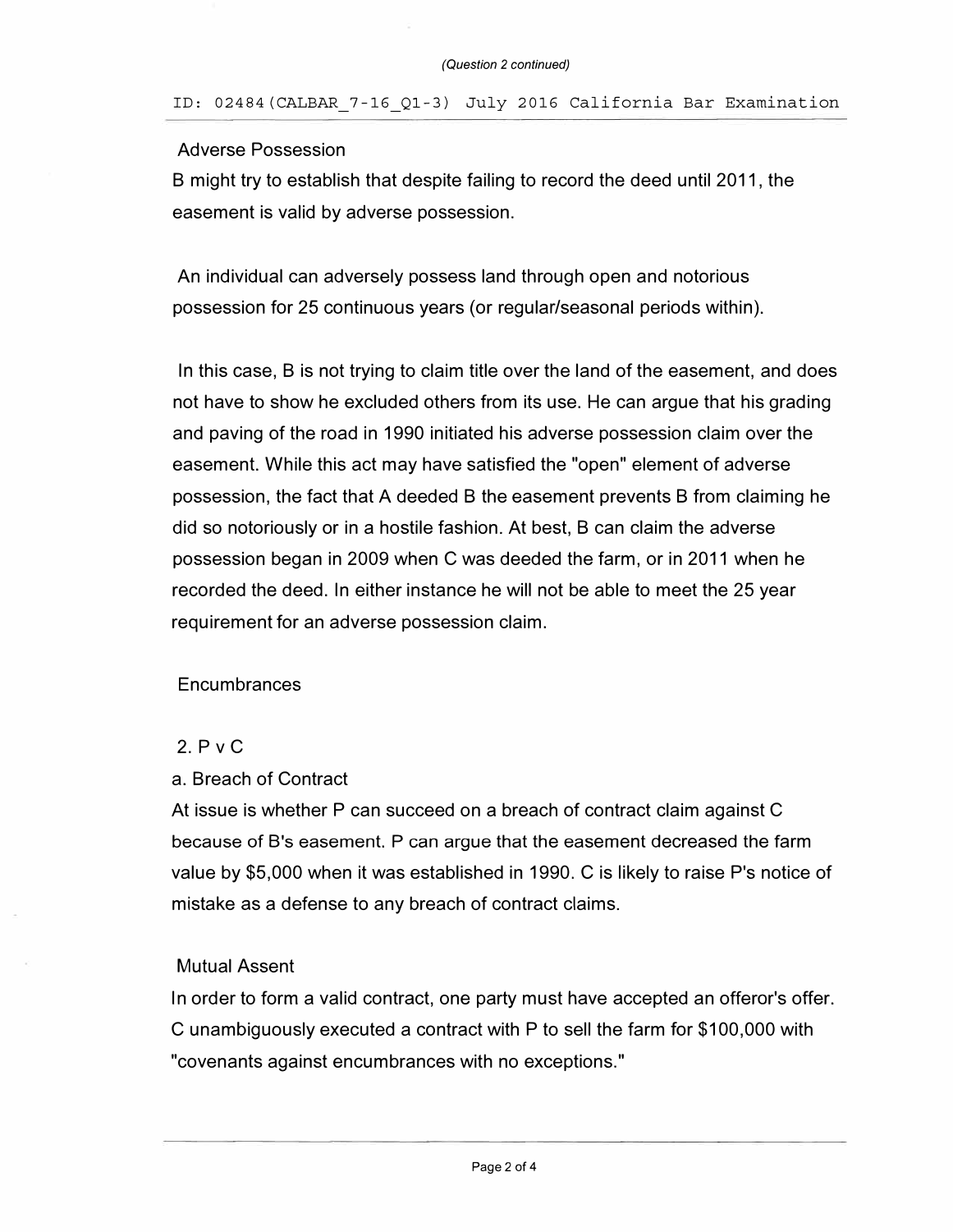Adverse Possession

B might try to establish that despite failing to record the deed until 2011, the easement is valid by adverse possession.

An individual can adversely possess land through open and notorious possession for 25 continuous years (or regular/seasonal periods within).

In this case, B is not trying to claim title over the land of the easement, and does not have to show he excluded others from its use. He can argue that his grading and paving of the road in 1990 initiated his adverse possession claim over the easement. While this act may have satisfied the "open" element of adverse possession, the fact that A deeded B the easement prevents B from claiming he did so notoriously or in a hostile fashion. At best, B can claim the adverse possession began in 2009 when C was deeded the farm, or in 2011 when he recorded the deed. In either instance he will not be able to meet the 25 year requirement for an adverse possession claim.

Encumbrances

2. P v C

a. Breach of Contract

At issue is whether P can succeed on a breach of contract claim against C because of B's easement. P can argue that the easement decreased the farm value by $5,000 when it was established in 1990. C is likely to raise P's notice of mistake as a defense to any breach of contract claims.

Mutual Assent

In order to form a valid contract, one party must have accepted an offeror's offer. C unambiguously executed a contract with P to sell the farm for $100,000 with "covenants against encumbrances with no exceptions."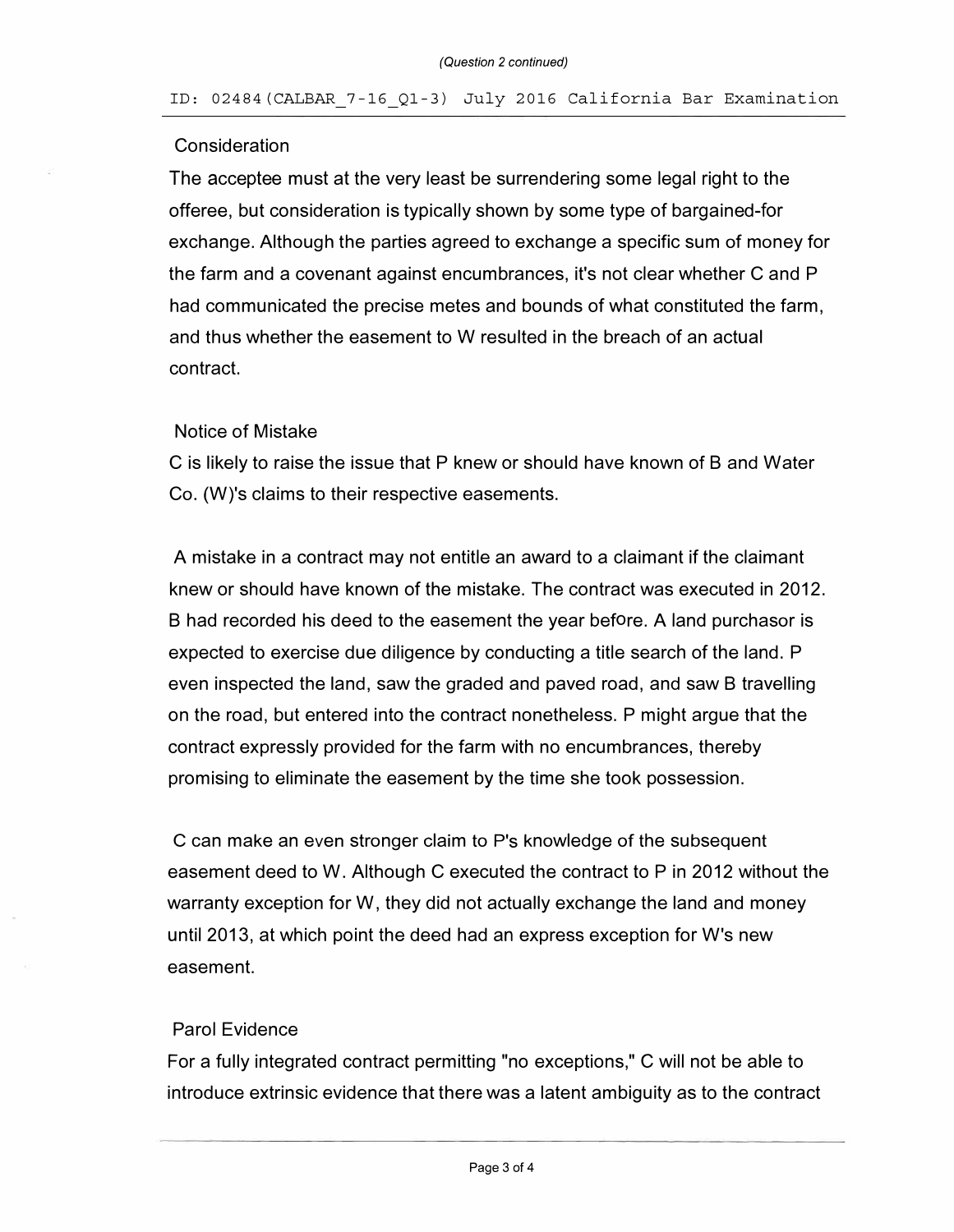Consideration

The acceptee must at the very least be surrendering some legal right to the offeree, but consideration is typically shown by some type of bargained-for exchange. Although the parties agreed to exchange a specific sum of money for the farm and a covenant against encumbrances, it's not clear whether C and P had communicated the precise metes and bounds of what constituted the farm, and thus whether the easement to W resulted in the breach of an actual contract.

Notice of Mistake

C is likely to raise the issue that P knew or should have known of B and Water Co. (W)'s claims to their respective easements.

A mistake in a contract may not entitle an award to a claimant if the claimant knew or should have known of the mistake. The contract was executed in 2012. B had recorded his deed to the easement the year before. A land purchasor is expected to exercise due diligence by conducting a title search of the land. P even inspected the land, saw the graded and paved road, and saw B travelling on the road, but entered into the contract nonetheless. P might argue that the contract expressly provided for the farm with no encumbrances, thereby promising to eliminate the easement by the time she took possession.

C can make an even stronger claim to P's knowledge of the subsequent easement deed to W. Although C executed the contract to P in 2012 without the warranty exception for W, they did not actually exchange the land and money until 2013, at which point the deed had an express exception for W's new easement.

Parol Evidence

For a fully integrated contract permitting "no exceptions," C will not be able to introduce extrinsic evidence that there was a latent ambiguity as to the contract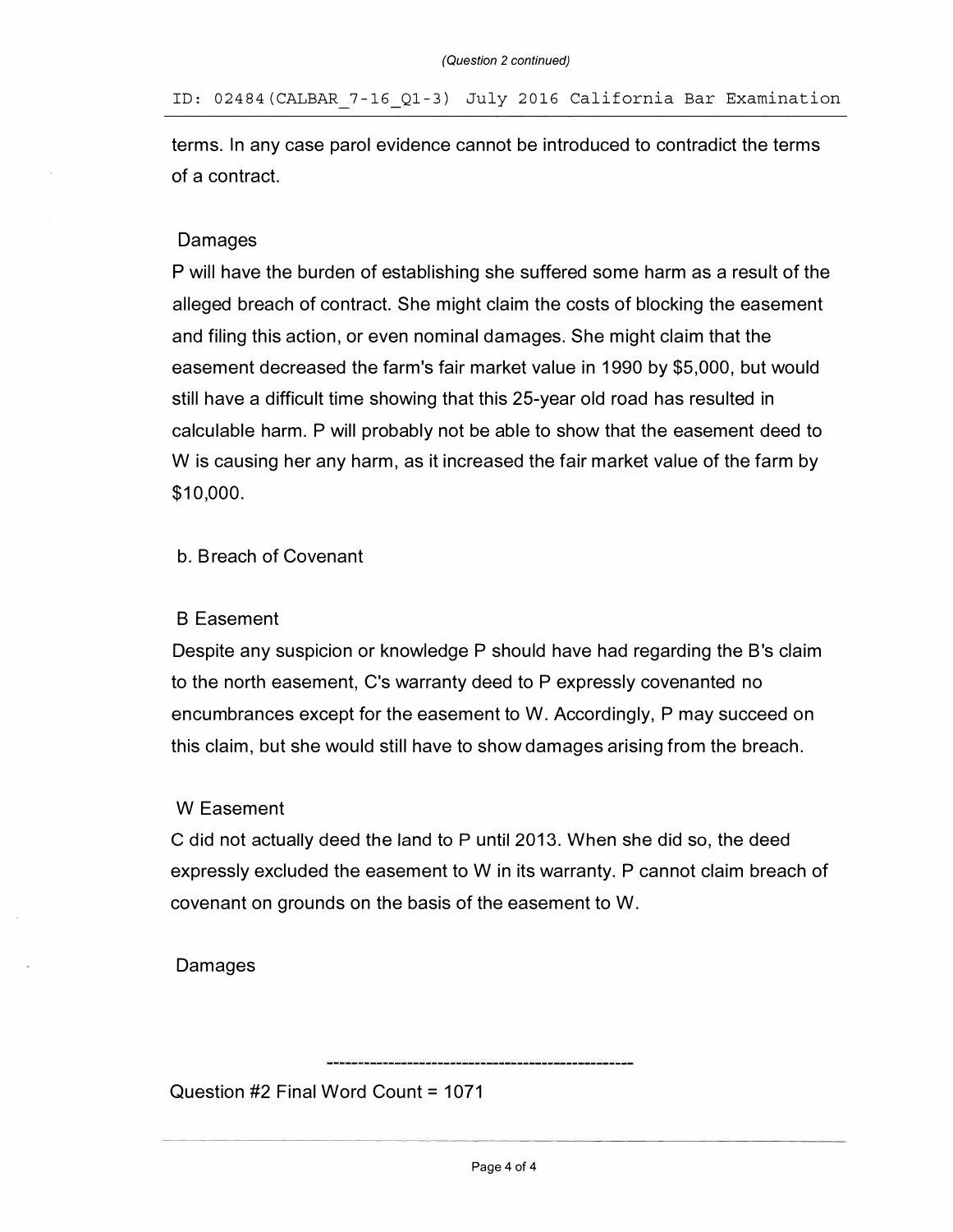terms. In any case parol evidence cannot be introduced to contradict the terms of a contract.

Damages

P will have the burden of establishing she suffered some harm as a result of the alleged breach of contract. She might claim the costs of blocking the easement and filing this action, or even nominal damages. She might claim that the easement decreased the farm's fair market value in 1990 by $5,000, but would still have a difficult time showing that this 25-year old road has resulted in calculable harm. P will probably not be able to show that the easement deed to W is causing her any harm, as it increased the fair market value of the farm by $10,000.

b. Breach of Covenant

B Easement

Despite any suspicion or knowledge P should have had regarding the B's claim to the north easement, C's warranty deed to P expressly covenanted no encumbrances except for the easement to W. Accordingly, P may succeed on this claim, but she would still have to show damages arising from the breach.

W Easement

C did not actually deed the land to P until 2013. When she did so, the deed expressly excluded the easement to W in its warranty. P cannot claim breach of covenant on grounds on the basis of the easement to W.

Damages

---

Question #2 Final Word Count = 1071